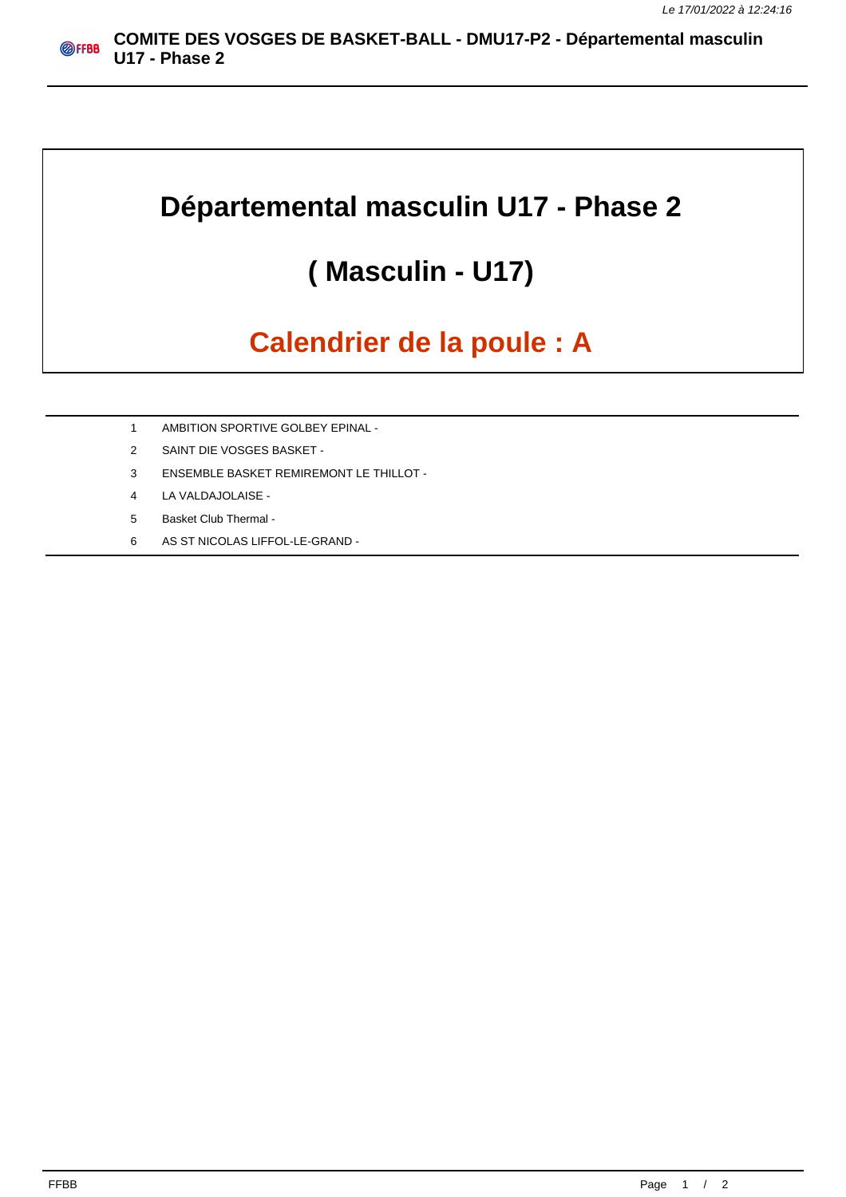# Départemental masculin U17 - Phase 2

## ( Masculin - U17)

## Calendrier de la poule : A

| | |
|---|---|
| 1 | AMBITION SPORTIVE GOLBEY EPINAL - |
| 2 | SAINT DIE VOSGES BASKET - |
| 3 | ENSEMBLE BASKET REMIREMONT LE THILLOT - |
| 4 | LA VALDAJOLAISE - |
| 5 | Basket Club Thermal - |
| 6 | AS ST NICOLAS LIFFOL-LE-GRAND - |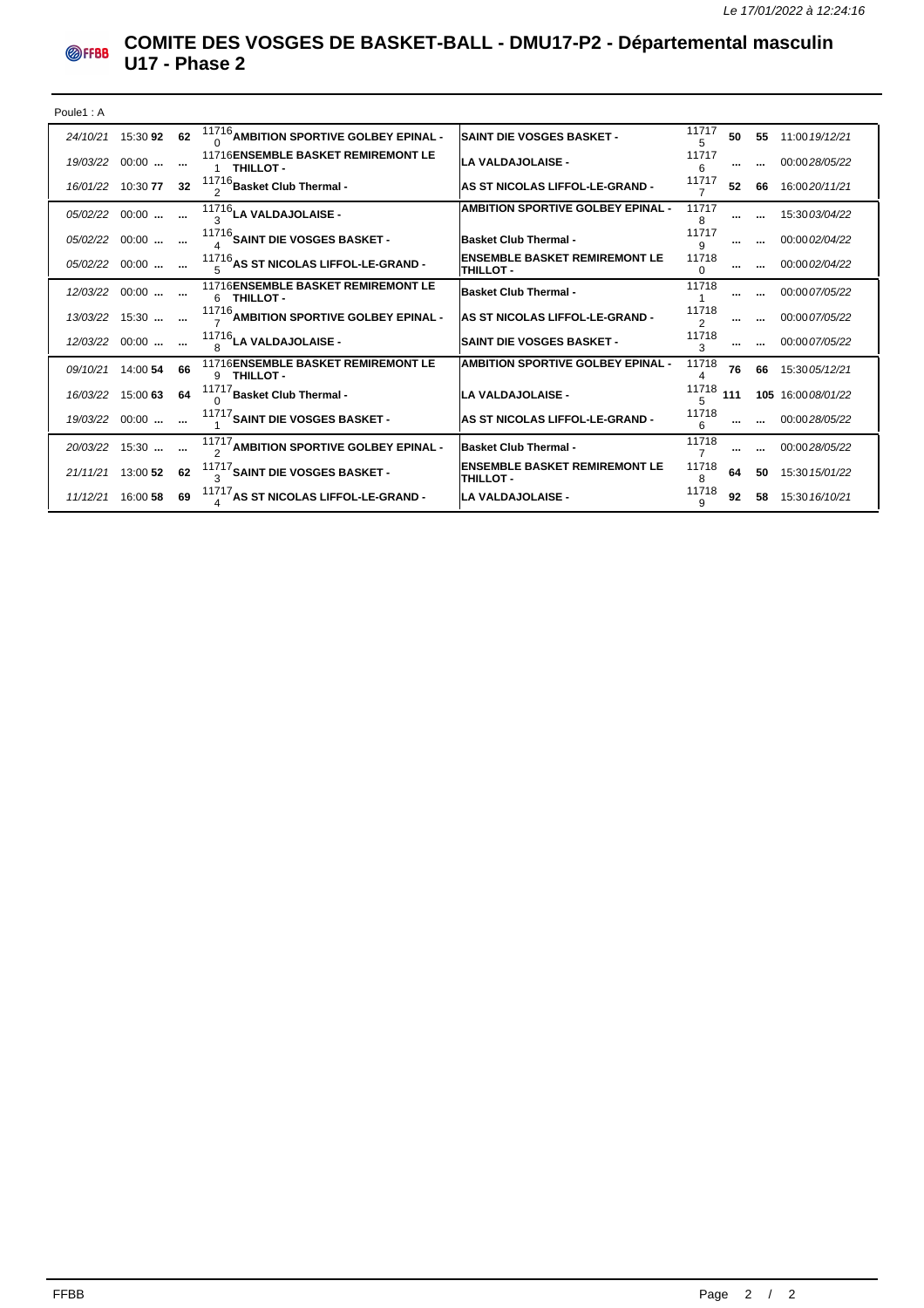# COMITE DES VOSGES DE BASKET-BALL - DMU17-P2 - Départemental masculin U17 - Phase 2

Poule1 : A

| | | | | | | | | | | |
|---|---|---|---|---|---|---|---|---|---|---|
| *24/10/21* | 15:30 | **92** | **62** | 117160 | **AMBITION SPORTIVE GOLBEY EPINAL -** | **SAINT DIE VOSGES BASKET -** | 117175 | **50** | **55** | 11:00 *19/12/21* |
| *19/03/22* | 00:00 | **...** | **...** | 117161 | **ENSEMBLE BASKET REMIREMONT LE THILLOT -** | **LA VALDAJOLAISE -** | 117176 | **...** | **...** | 00:00 *28/05/22* |
| *16/01/22* | 10:30 | **77** | **32** | 117162 | **Basket Club Thermal -** | **AS ST NICOLAS LIFFOL-LE-GRAND -** | 117177 | **52** | **66** | 16:00 *20/11/21* |
| *05/02/22* | 00:00 | **...** | **...** | 117163 | **LA VALDAJOLAISE -** | **AMBITION SPORTIVE GOLBEY EPINAL -** | 117178 | **...** | **...** | 15:30 *03/04/22* |
| *05/02/22* | 00:00 | **...** | **...** | 117164 | **SAINT DIE VOSGES BASKET -** | **Basket Club Thermal -** | 117179 | **...** | **...** | 00:00 *02/04/22* |
| *05/02/22* | 00:00 | **...** | **...** | 117165 | **AS ST NICOLAS LIFFOL-LE-GRAND -** | **ENSEMBLE BASKET REMIREMONT LE THILLOT -** | 117180 | **...** | **...** | 00:00 *02/04/22* |
| *12/03/22* | 00:00 | **...** | **...** | 117166 | **ENSEMBLE BASKET REMIREMONT LE THILLOT -** | **Basket Club Thermal -** | 117181 | **...** | **...** | 00:00 *07/05/22* |
| *13/03/22* | 15:30 | **...** | **...** | 117167 | **AMBITION SPORTIVE GOLBEY EPINAL -** | **AS ST NICOLAS LIFFOL-LE-GRAND -** | 117182 | **...** | **...** | 00:00 *07/05/22* |
| *12/03/22* | 00:00 | **...** | **...** | 117168 | **LA VALDAJOLAISE -** | **SAINT DIE VOSGES BASKET -** | 117183 | **...** | **...** | 00:00 *07/05/22* |
| *09/10/21* | 14:00 | **54** | **66** | 117169 | **ENSEMBLE BASKET REMIREMONT LE THILLOT -** | **AMBITION SPORTIVE GOLBEY EPINAL -** | 117184 | **76** | **66** | 15:30 *05/12/21* |
| *16/03/22* | 15:00 | **63** | **64** | 117170 | **Basket Club Thermal -** | **LA VALDAJOLAISE -** | 117185 | **111** | **105** | 16:00 *08/01/22* |
| *19/03/22* | 00:00 | **...** | **...** | 117171 | **SAINT DIE VOSGES BASKET -** | **AS ST NICOLAS LIFFOL-LE-GRAND -** | 117186 | **...** | **...** | 00:00 *28/05/22* |
| *20/03/22* | 15:30 | **...** | **...** | 117172 | **AMBITION SPORTIVE GOLBEY EPINAL -** | **Basket Club Thermal -** | 117187 | **...** | **...** | 00:00 *28/05/22* |
| *21/11/21* | 13:00 | **52** | **62** | 117173 | **SAINT DIE VOSGES BASKET -** | **ENSEMBLE BASKET REMIREMONT LE THILLOT -** | 117188 | **64** | **50** | 15:30 *15/01/22* |
| *11/12/21* | 16:00 | **58** | **69** | 117174 | **AS ST NICOLAS LIFFOL-LE-GRAND -** | **LA VALDAJOLAISE -** | 117189 | **92** | **58** | 15:30 *16/10/21* |